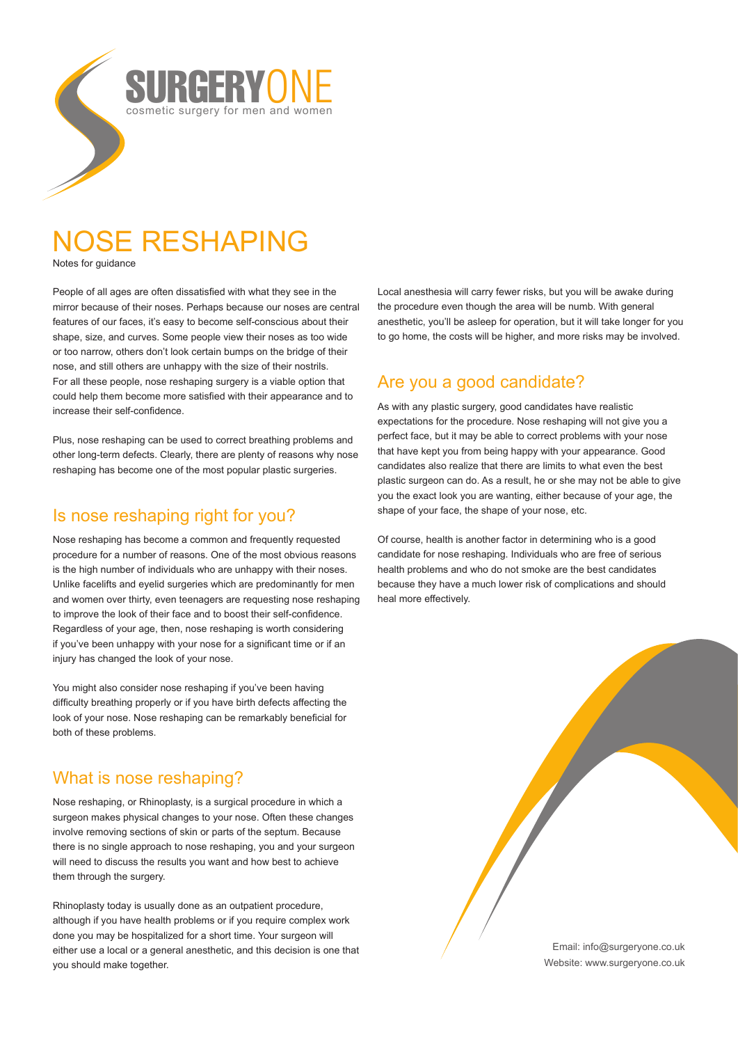# SURGERYONE

cosmetic surgery for men and women

# NOSE RESHAPING

Notes for guidance

People of all ages are often dissatisfied with what they see in the mirror because of their noses. Perhaps because our noses are central features of our faces, it's easy to become self-conscious about their shape, size, and curves. Some people view their noses as too wide or too narrow, others don't look certain bumps on the bridge of their nose, and still others are unhappy with the size of their nostrils. For all these people, nose reshaping surgery is a viable option that could help them become more satisfied with their appearance and to increase their self-confidence.

Plus, nose reshaping can be used to correct breathing problems and other long-term defects. Clearly, there are plenty of reasons why nose reshaping has become one of the most popular plastic surgeries.

## Is nose reshaping right for you?

Nose reshaping has become a common and frequently requested procedure for a number of reasons. One of the most obvious reasons is the high number of individuals who are unhappy with their noses. Unlike facelifts and eyelid surgeries which are predominantly for men and women over thirty, even teenagers are requesting nose reshaping to improve the look of their face and to boost their self-confidence. Regardless of your age, then, nose reshaping is worth considering if you've been unhappy with your nose for a significant time or if an injury has changed the look of your nose.

You might also consider nose reshaping if you've been having difficulty breathing properly or if you have birth defects affecting the look of your nose. Nose reshaping can be remarkably beneficial for both of these problems.

## What is nose reshaping?

Nose reshaping, or Rhinoplasty, is a surgical procedure in which a surgeon makes physical changes to your nose. Often these changes involve removing sections of skin or parts of the septum. Because there is no single approach to nose reshaping, you and your surgeon will need to discuss the results you want and how best to achieve them through the surgery.

Rhinoplasty today is usually done as an outpatient procedure, although if you have health problems or if you require complex work done you may be hospitalized for a short time. Your surgeon will either use a local or a general anesthetic, and this decision is one that you should make together.

Local anesthesia will carry fewer risks, but you will be awake during the procedure even though the area will be numb. With general anesthetic, you'll be asleep for operation, but it will take longer for you to go home, the costs will be higher, and more risks may be involved.

## Are you a good candidate?

As with any plastic surgery, good candidates have realistic expectations for the procedure. Nose reshaping will not give you a perfect face, but it may be able to correct problems with your nose that have kept you from being happy with your appearance. Good candidates also realize that there are limits to what even the best plastic surgeon can do. As a result, he or she may not be able to give you the exact look you are wanting, either because of your age, the shape of your face, the shape of your nose, etc.

Of course, health is another factor in determining who is a good candidate for nose reshaping. Individuals who are free of serious health problems and who do not smoke are the best candidates because they have a much lower risk of complications and should heal more effectively.

Email: info@surgeryone.co.uk
Website: www.surgeryone.co.uk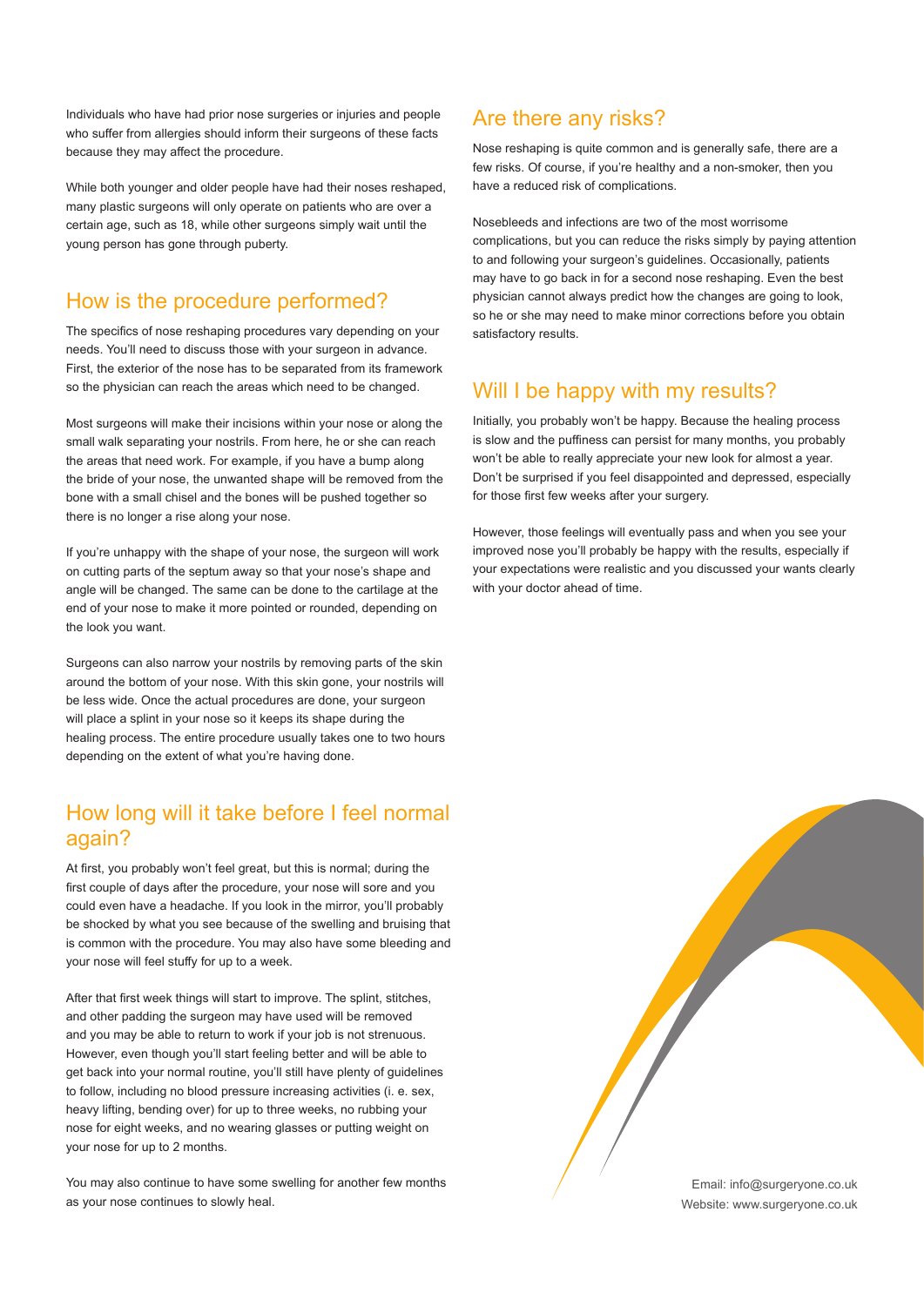Individuals who have had prior nose surgeries or injuries and people who suffer from allergies should inform their surgeons of these facts because they may affect the procedure.

While both younger and older people have had their noses reshaped, many plastic surgeons will only operate on patients who are over a certain age, such as 18, while other surgeons simply wait until the young person has gone through puberty.

## How is the procedure performed?

The specifics of nose reshaping procedures vary depending on your needs. You'll need to discuss those with your surgeon in advance. First, the exterior of the nose has to be separated from its framework so the physician can reach the areas which need to be changed.

Most surgeons will make their incisions within your nose or along the small walk separating your nostrils. From here, he or she can reach the areas that need work. For example, if you have a bump along the bride of your nose, the unwanted shape will be removed from the bone with a small chisel and the bones will be pushed together so there is no longer a rise along your nose.

If you're unhappy with the shape of your nose, the surgeon will work on cutting parts of the septum away so that your nose's shape and angle will be changed. The same can be done to the cartilage at the end of your nose to make it more pointed or rounded, depending on the look you want.

Surgeons can also narrow your nostrils by removing parts of the skin around the bottom of your nose. With this skin gone, your nostrils will be less wide. Once the actual procedures are done, your surgeon will place a splint in your nose so it keeps its shape during the healing process. The entire procedure usually takes one to two hours depending on the extent of what you're having done.

## How long will it take before I feel normal again?

At first, you probably won't feel great, but this is normal; during the first couple of days after the procedure, your nose will sore and you could even have a headache. If you look in the mirror, you'll probably be shocked by what you see because of the swelling and bruising that is common with the procedure. You may also have some bleeding and your nose will feel stuffy for up to a week.

After that first week things will start to improve. The splint, stitches, and other padding the surgeon may have used will be removed and you may be able to return to work if your job is not strenuous. However, even though you'll start feeling better and will be able to get back into your normal routine, you'll still have plenty of guidelines to follow, including no blood pressure increasing activities (i. e. sex, heavy lifting, bending over) for up to three weeks, no rubbing your nose for eight weeks, and no wearing glasses or putting weight on your nose for up to 2 months.

You may also continue to have some swelling for another few months as your nose continues to slowly heal.

## Are there any risks?

Nose reshaping is quite common and is generally safe, there are a few risks. Of course, if you're healthy and a non-smoker, then you have a reduced risk of complications.

Nosebleeds and infections are two of the most worrisome complications, but you can reduce the risks simply by paying attention to and following your surgeon's guidelines. Occasionally, patients may have to go back in for a second nose reshaping. Even the best physician cannot always predict how the changes are going to look, so he or she may need to make minor corrections before you obtain satisfactory results.

## Will I be happy with my results?

Initially, you probably won't be happy. Because the healing process is slow and the puffiness can persist for many months, you probably won't be able to really appreciate your new look for almost a year. Don't be surprised if you feel disappointed and depressed, especially for those first few weeks after your surgery.

However, those feelings will eventually pass and when you see your improved nose you'll probably be happy with the results, especially if your expectations were realistic and you discussed your wants clearly with your doctor ahead of time.

Email: info@surgeryone.co.uk
Website: www.surgeryone.co.uk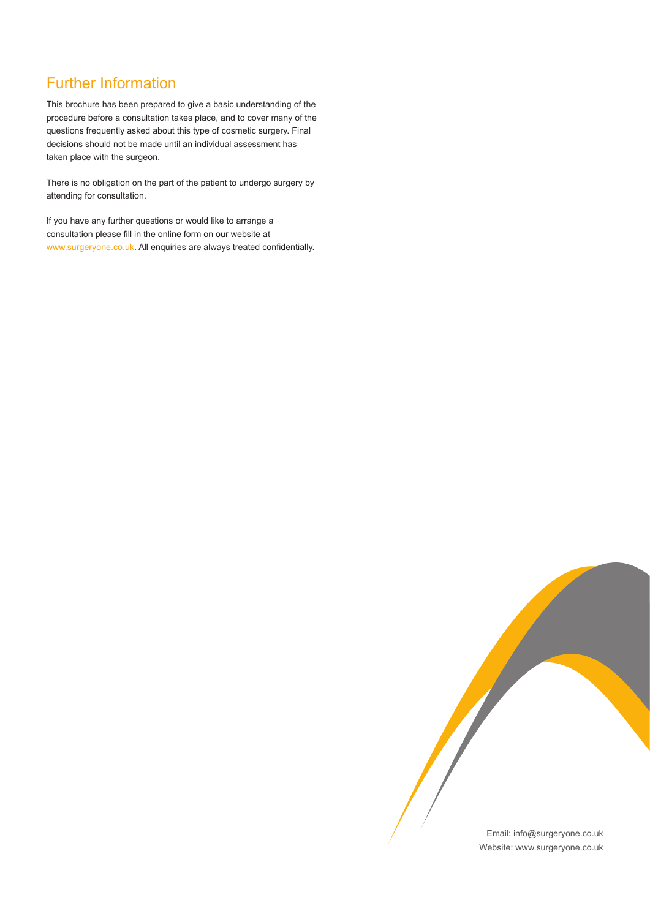## Further Information

This brochure has been prepared to give a basic understanding of the procedure before a consultation takes place, and to cover many of the questions frequently asked about this type of cosmetic surgery. Final decisions should not be made until an individual assessment has taken place with the surgeon.

There is no obligation on the part of the patient to undergo surgery by attending for consultation.

If you have any further questions or would like to arrange a consultation please fill in the online form on our website at www.surgeryone.co.uk. All enquiries are always treated confidentially.

Email: info@surgeryone.co.uk
Website: www.surgeryone.co.uk